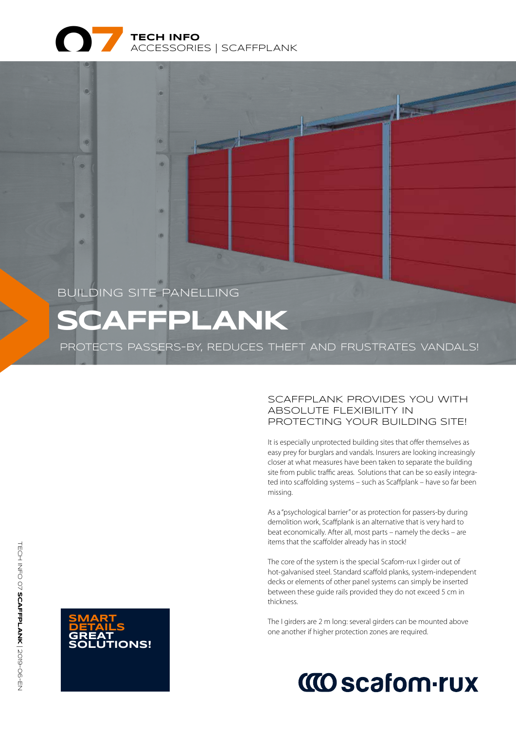**07 TECH INFO**
ACCESSORIES | SCAFFPLANK

BUILDING SITE PANELLING

# SCAFFPLANK

PROTECTS PASSERS-BY, REDUCES THEFT AND FRUSTRATES VANDALS!

## SCAFFPLANK PROVIDES YOU WITH ABSOLUTE FLEXIBILITY IN PROTECTING YOUR BUILDING SITE!

It is especially unprotected building sites that offer themselves as easy prey for burglars and vandals. Insurers are looking increasingly closer at what measures have been taken to separate the building site from public traffic areas. Solutions that can be so easily integrated into scaffolding systems – such as Scaffplank – have so far been missing.

As a "psychological barrier" or as protection for passers-by during demolition work, Scaffplank is an alternative that is very hard to beat economically. After all, most parts – namely the decks – are items that the scaffolder already has in stock!

The core of the system is the special Scafom-rux I girder out of hot-galvanised steel. Standard scaffold planks, system-independent decks or elements of other panel systems can simply be inserted between these guide rails provided they do not exceed 5 cm in thickness.

The I girders are 2 m long: several girders can be mounted above one another if higher protection zones are required.

**SMART DETAILS GREAT SOLUTIONS!**

scafom-rux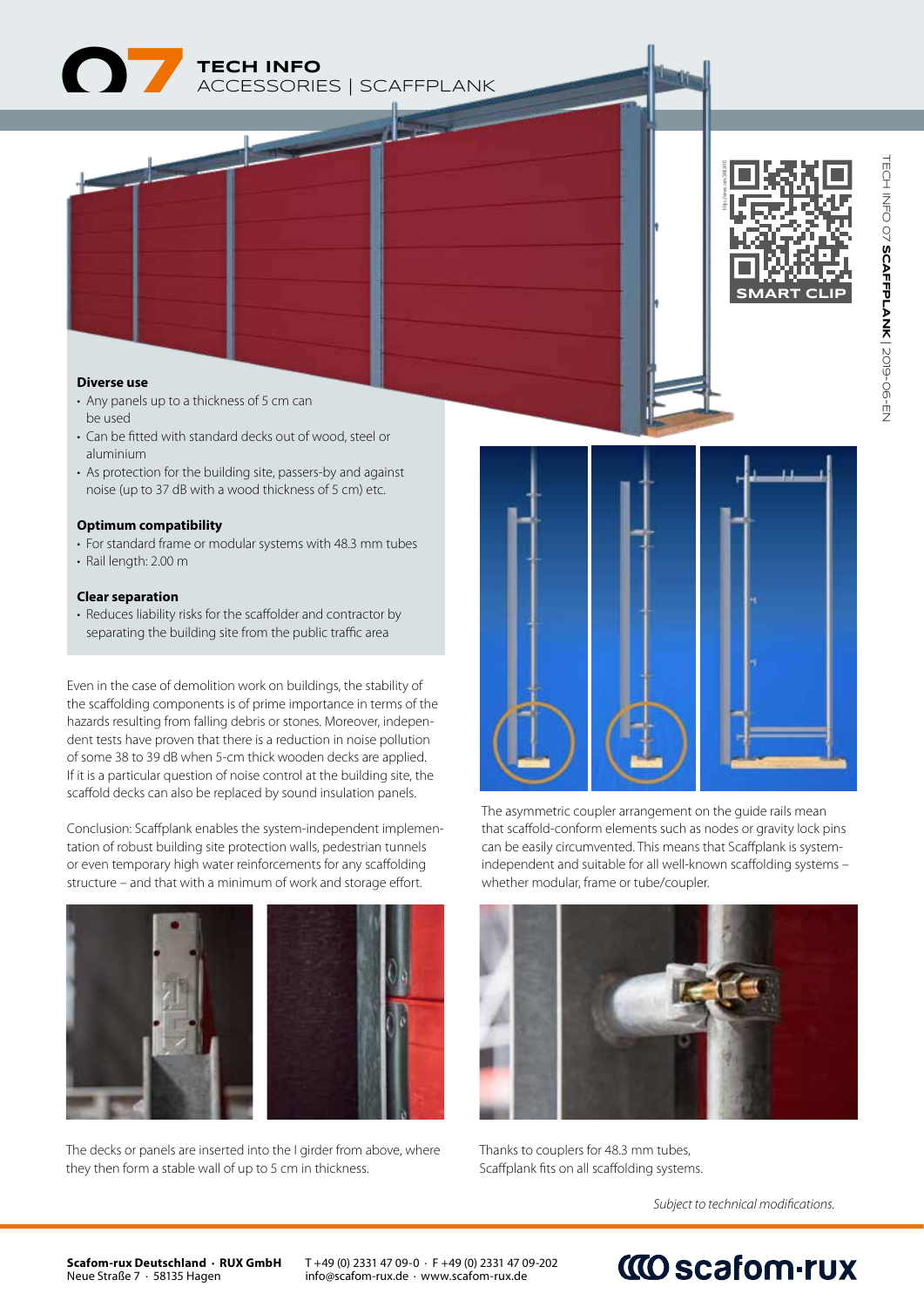# 07 TECH INFO
## ACCESSORIES | SCAFFPLANK

**Diverse use**

- Any panels up to a thickness of 5 cm can be used
- Can be fitted with standard decks out of wood, steel or aluminium
- As protection for the building site, passers-by and against noise (up to 37 dB with a wood thickness of 5 cm) etc.

**Optimum compatibility**

- For standard frame or modular systems with 48.3 mm tubes
- Rail length: 2.00 m

**Clear separation**

- Reduces liability risks for the scaffolder and contractor by separating the building site from the public traffic area

SMART CLIP

Even in the case of demolition work on buildings, the stability of the scaffolding components is of prime importance in terms of the hazards resulting from falling debris or stones. Moreover, independent tests have proven that there is a reduction in noise pollution of some 38 to 39 dB when 5-cm thick wooden decks are applied. If it is a particular question of noise control at the building site, the scaffold decks can also be replaced by sound insulation panels.

Conclusion: Scaffplank enables the system-independent implementation of robust building site protection walls, pedestrian tunnels or even temporary high water reinforcements for any scaffolding structure – and that with a minimum of work and storage effort.

The asymmetric coupler arrangement on the guide rails mean that scaffold-conform elements such as nodes or gravity lock pins can be easily circumvented. This means that Scaffplank is system-independent and suitable for all well-known scaffolding systems – whether modular, frame or tube/coupler.

The decks or panels are inserted into the I girder from above, where they then form a stable wall of up to 5 cm in thickness.

Thanks to couplers for 48.3 mm tubes, Scaffplank fits on all scaffolding systems.

*Subject to technical modifications.*

**Scafom-rux Deutschland · RUX GmbH**
Neue Straße 7 · 58135 Hagen

T +49 (0) 2331 47 09-0 · F +49 (0) 2331 47 09-202
info@scafom-rux.de · www.scafom-rux.de